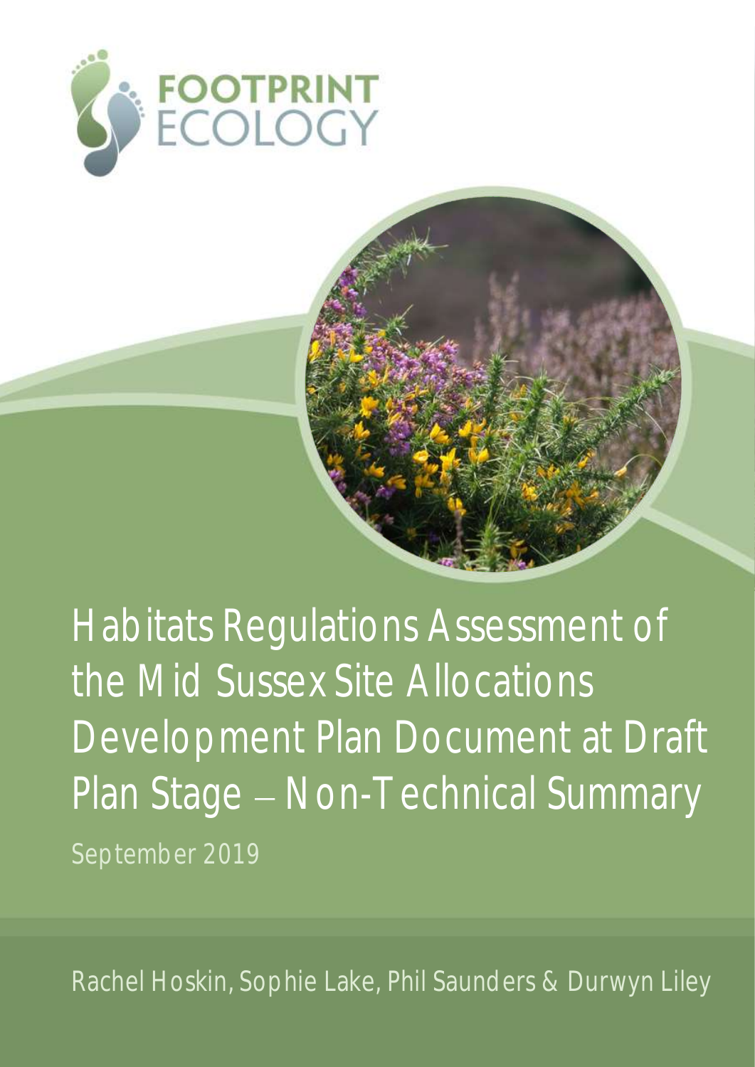FOOTPRINT ECOLOGY

# Habitats Regulations Assessment of the Mid Sussex Site Allocations Development Plan Document at Draft Plan Stage – Non-Technical Summary

September 2019

Rachel Hoskin, Sophie Lake, Phil Saunders & Durwyn Liley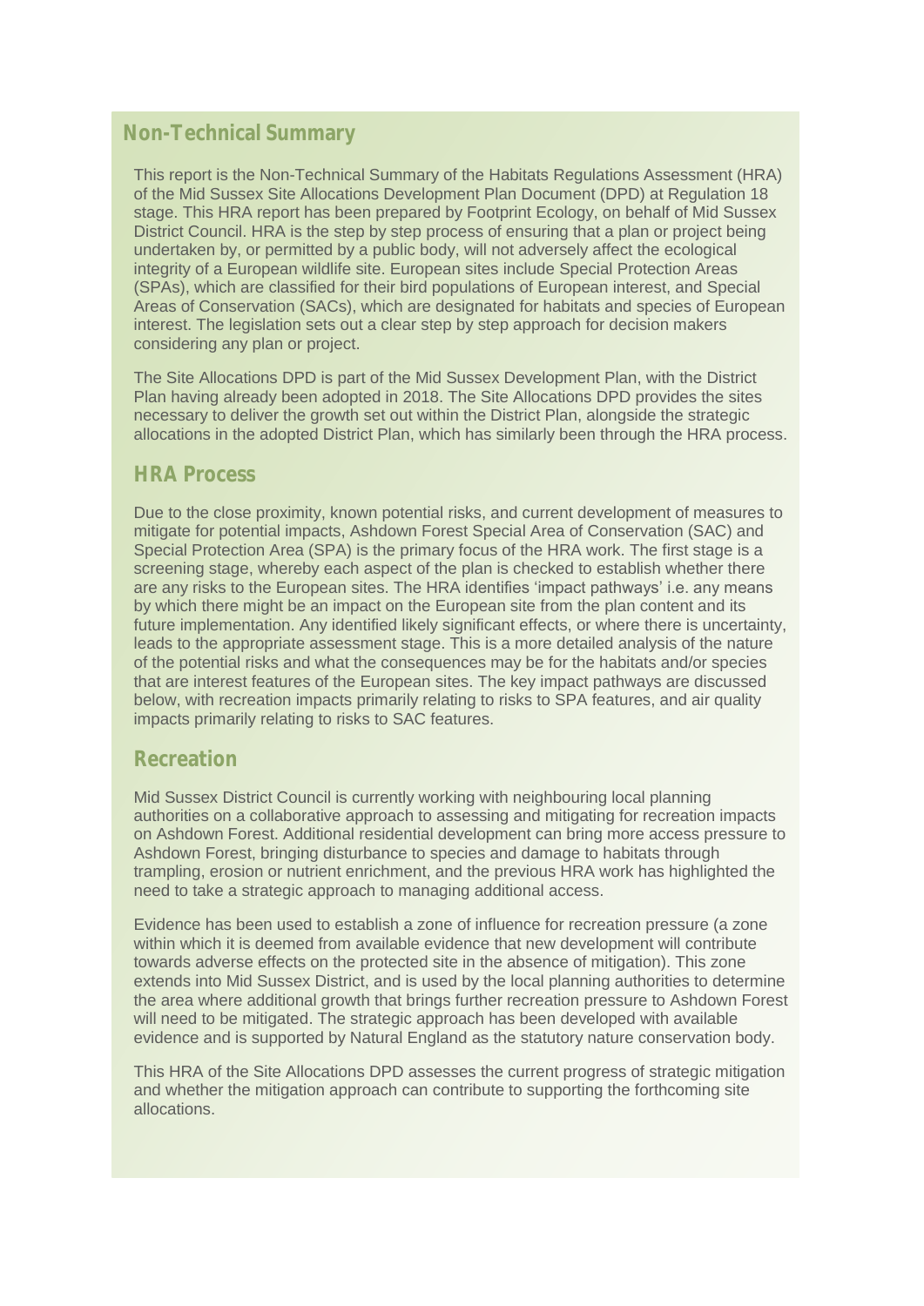## Non-Technical Summary

This report is the Non-Technical Summary of the Habitats Regulations Assessment (HRA) of the Mid Sussex Site Allocations Development Plan Document (DPD) at Regulation 18 stage. This HRA report has been prepared by Footprint Ecology, on behalf of Mid Sussex District Council. HRA is the step by step process of ensuring that a plan or project being undertaken by, or permitted by a public body, will not adversely affect the ecological integrity of a European wildlife site. European sites include Special Protection Areas (SPAs), which are classified for their bird populations of European interest, and Special Areas of Conservation (SACs), which are designated for habitats and species of European interest. The legislation sets out a clear step by step approach for decision makers considering any plan or project.

The Site Allocations DPD is part of the Mid Sussex Development Plan, with the District Plan having already been adopted in 2018. The Site Allocations DPD provides the sites necessary to deliver the growth set out within the District Plan, alongside the strategic allocations in the adopted District Plan, which has similarly been through the HRA process.

### HRA Process

Due to the close proximity, known potential risks, and current development of measures to mitigate for potential impacts, Ashdown Forest Special Area of Conservation (SAC) and Special Protection Area (SPA) is the primary focus of the HRA work. The first stage is a screening stage, whereby each aspect of the plan is checked to establish whether there are any risks to the European sites. The HRA identifies 'impact pathways' i.e. any means by which there might be an impact on the European site from the plan content and its future implementation. Any identified likely significant effects, or where there is uncertainty, leads to the appropriate assessment stage. This is a more detailed analysis of the nature of the potential risks and what the consequences may be for the habitats and/or species that are interest features of the European sites. The key impact pathways are discussed below, with recreation impacts primarily relating to risks to SPA features, and air quality impacts primarily relating to risks to SAC features.

### Recreation

Mid Sussex District Council is currently working with neighbouring local planning authorities on a collaborative approach to assessing and mitigating for recreation impacts on Ashdown Forest. Additional residential development can bring more access pressure to Ashdown Forest, bringing disturbance to species and damage to habitats through trampling, erosion or nutrient enrichment, and the previous HRA work has highlighted the need to take a strategic approach to managing additional access.

Evidence has been used to establish a zone of influence for recreation pressure (a zone within which it is deemed from available evidence that new development will contribute towards adverse effects on the protected site in the absence of mitigation). This zone extends into Mid Sussex District, and is used by the local planning authorities to determine the area where additional growth that brings further recreation pressure to Ashdown Forest will need to be mitigated. The strategic approach has been developed with available evidence and is supported by Natural England as the statutory nature conservation body.

This HRA of the Site Allocations DPD assesses the current progress of strategic mitigation and whether the mitigation approach can contribute to supporting the forthcoming site allocations.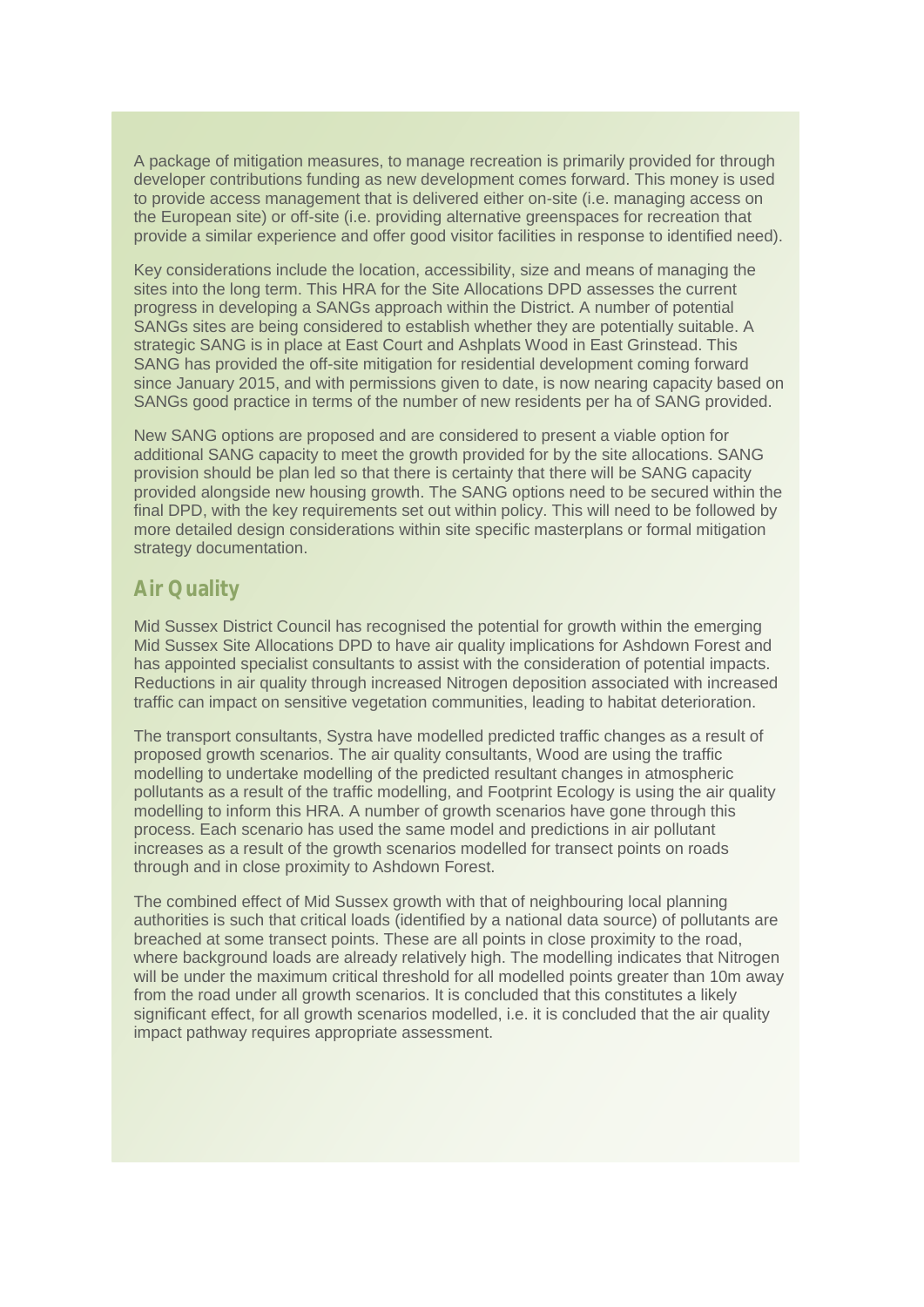A package of mitigation measures, to manage recreation is primarily provided for through developer contributions funding as new development comes forward. This money is used to provide access management that is delivered either on-site (i.e. managing access on the European site) or off-site (i.e. providing alternative greenspaces for recreation that provide a similar experience and offer good visitor facilities in response to identified need).

Key considerations include the location, accessibility, size and means of managing the sites into the long term. This HRA for the Site Allocations DPD assesses the current progress in developing a SANGs approach within the District. A number of potential SANGs sites are being considered to establish whether they are potentially suitable. A strategic SANG is in place at East Court and Ashplats Wood in East Grinstead. This SANG has provided the off-site mitigation for residential development coming forward since January 2015, and with permissions given to date, is now nearing capacity based on SANGs good practice in terms of the number of new residents per ha of SANG provided.

New SANG options are proposed and are considered to present a viable option for additional SANG capacity to meet the growth provided for by the site allocations. SANG provision should be plan led so that there is certainty that there will be SANG capacity provided alongside new housing growth. The SANG options need to be secured within the final DPD, with the key requirements set out within policy. This will need to be followed by more detailed design considerations within site specific masterplans or formal mitigation strategy documentation.

## Air Quality

Mid Sussex District Council has recognised the potential for growth within the emerging Mid Sussex Site Allocations DPD to have air quality implications for Ashdown Forest and has appointed specialist consultants to assist with the consideration of potential impacts. Reductions in air quality through increased Nitrogen deposition associated with increased traffic can impact on sensitive vegetation communities, leading to habitat deterioration.

The transport consultants, Systra have modelled predicted traffic changes as a result of proposed growth scenarios. The air quality consultants, Wood are using the traffic modelling to undertake modelling of the predicted resultant changes in atmospheric pollutants as a result of the traffic modelling, and Footprint Ecology is using the air quality modelling to inform this HRA. A number of growth scenarios have gone through this process. Each scenario has used the same model and predictions in air pollutant increases as a result of the growth scenarios modelled for transect points on roads through and in close proximity to Ashdown Forest.

The combined effect of Mid Sussex growth with that of neighbouring local planning authorities is such that critical loads (identified by a national data source) of pollutants are breached at some transect points. These are all points in close proximity to the road, where background loads are already relatively high. The modelling indicates that Nitrogen will be under the maximum critical threshold for all modelled points greater than 10m away from the road under all growth scenarios. It is concluded that this constitutes a likely significant effect, for all growth scenarios modelled, i.e. it is concluded that the air quality impact pathway requires appropriate assessment.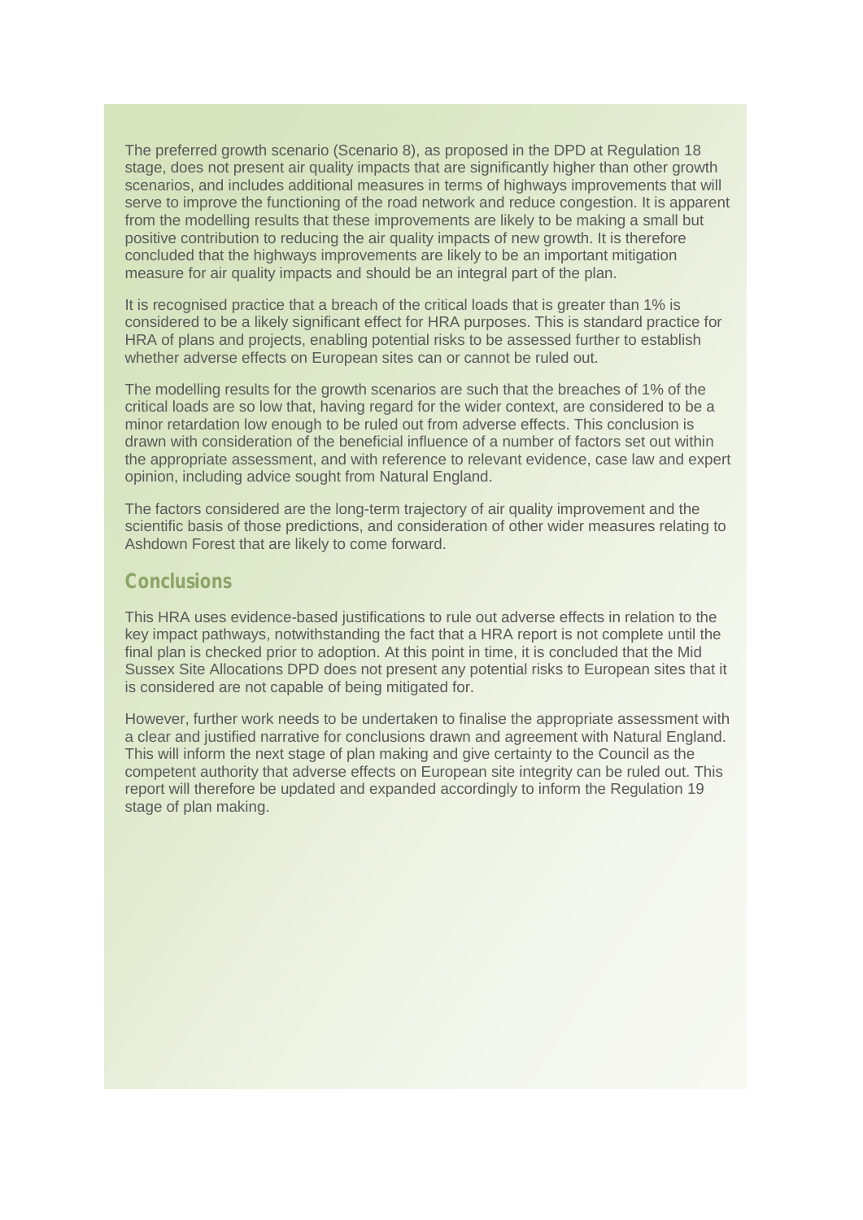The preferred growth scenario (Scenario 8), as proposed in the DPD at Regulation 18 stage, does not present air quality impacts that are significantly higher than other growth scenarios, and includes additional measures in terms of highways improvements that will serve to improve the functioning of the road network and reduce congestion. It is apparent from the modelling results that these improvements are likely to be making a small but positive contribution to reducing the air quality impacts of new growth. It is therefore concluded that the highways improvements are likely to be an important mitigation measure for air quality impacts and should be an integral part of the plan.

It is recognised practice that a breach of the critical loads that is greater than 1% is considered to be a likely significant effect for HRA purposes. This is standard practice for HRA of plans and projects, enabling potential risks to be assessed further to establish whether adverse effects on European sites can or cannot be ruled out.

The modelling results for the growth scenarios are such that the breaches of 1% of the critical loads are so low that, having regard for the wider context, are considered to be a minor retardation low enough to be ruled out from adverse effects. This conclusion is drawn with consideration of the beneficial influence of a number of factors set out within the appropriate assessment, and with reference to relevant evidence, case law and expert opinion, including advice sought from Natural England.

The factors considered are the long-term trajectory of air quality improvement and the scientific basis of those predictions, and consideration of other wider measures relating to Ashdown Forest that are likely to come forward.

## Conclusions

This HRA uses evidence-based justifications to rule out adverse effects in relation to the key impact pathways, notwithstanding the fact that a HRA report is not complete until the final plan is checked prior to adoption. At this point in time, it is concluded that the Mid Sussex Site Allocations DPD does not present any potential risks to European sites that it is considered are not capable of being mitigated for.

However, further work needs to be undertaken to finalise the appropriate assessment with a clear and justified narrative for conclusions drawn and agreement with Natural England. This will inform the next stage of plan making and give certainty to the Council as the competent authority that adverse effects on European site integrity can be ruled out. This report will therefore be updated and expanded accordingly to inform the Regulation 19 stage of plan making.